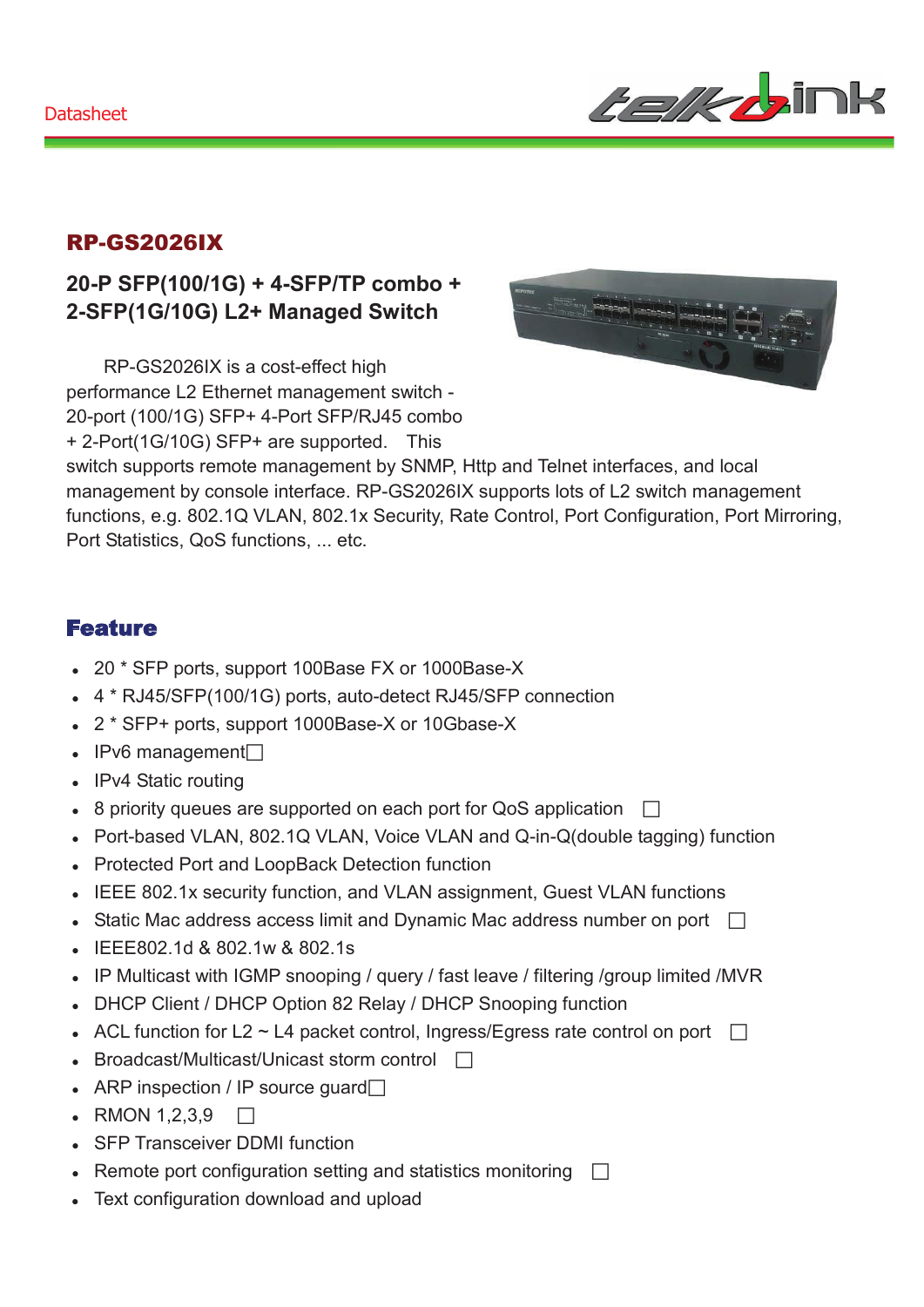Datasheet

## RP-GS2026IX

### 20-P SFP(100/1G) + 4-SFP/TP combo + 2-SFP(1G/10G) L2+ Managed Switch

RP-GS2026IX is a cost-effect high performance L2 Ethernet management switch - 20-port (100/1G) SFP+ 4-Port SFP/RJ45 combo + 2-Port(1G/10G) SFP+ are supported. This switch supports remote management by SNMP, Http and Telnet interfaces, and local management by console interface. RP-GS2026IX supports lots of L2 switch management functions, e.g. 802.1Q VLAN, 802.1x Security, Rate Control, Port Configuration, Port Mirroring, Port Statistics, QoS functions, ... etc.

## Feature

- 20 * SFP ports, support 100Base FX or 1000Base-X
- 4 * RJ45/SFP(100/1G) ports, auto-detect RJ45/SFP connection
- 2 * SFP+ ports, support 1000Base-X or 10Gbase-X
- IPv6 management
- IPv4 Static routing
- 8 priority queues are supported on each port for QoS application
- Port-based VLAN, 802.1Q VLAN, Voice VLAN and Q-in-Q(double tagging) function
- Protected Port and LoopBack Detection function
- IEEE 802.1x security function, and VLAN assignment, Guest VLAN functions
- Static Mac address access limit and Dynamic Mac address number on port
- IEEE802.1d & 802.1w & 802.1s
- IP Multicast with IGMP snooping / query / fast leave / filtering /group limited /MVR
- DHCP Client / DHCP Option 82 Relay / DHCP Snooping function
- ACL function for L2 ~ L4 packet control, Ingress/Egress rate control on port
- Broadcast/Multicast/Unicast storm control
- ARP inspection / IP source guard
- RMON 1,2,3,9
- SFP Transceiver DDMI function
- Remote port configuration setting and statistics monitoring
- Text configuration download and upload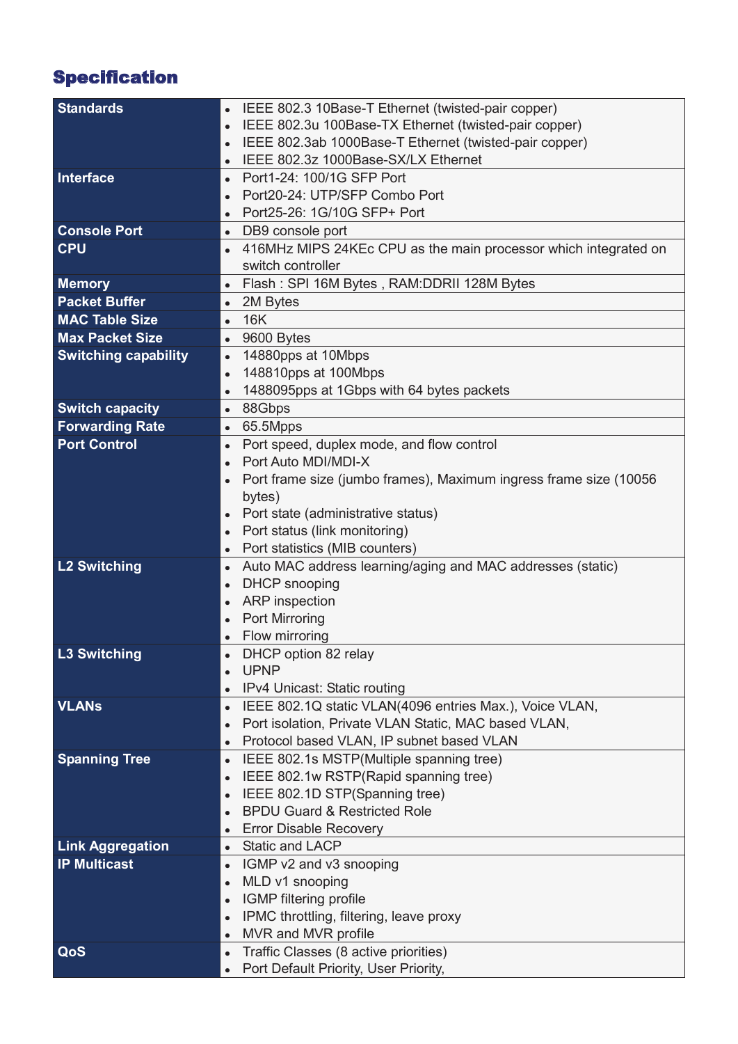## Specification

| | |
|---|---|
| **Standards** | • IEEE 802.3 10Base-T Ethernet (twisted-pair copper)<br>• IEEE 802.3u 100Base-TX Ethernet (twisted-pair copper)<br>• IEEE 802.3ab 1000Base-T Ethernet (twisted-pair copper)<br>• IEEE 802.3z 1000Base-SX/LX Ethernet |
| **Interface** | • Port1-24: 100/1G SFP Port<br>• Port20-24: UTP/SFP Combo Port<br>• Port25-26: 1G/10G SFP+ Port |
| **Console Port** | • DB9 console port |
| **CPU** | • 416MHz MIPS 24KEc CPU as the main processor which integrated on switch controller |
| **Memory** | • Flash : SPI 16M Bytes , RAM:DDRII 128M Bytes |
| **Packet Buffer** | • 2M Bytes |
| **MAC Table Size** | • 16K |
| **Max Packet Size** | • 9600 Bytes |
| **Switching capability** | • 14880pps at 10Mbps<br>• 148810pps at 100Mbps<br>• 1488095pps at 1Gbps with 64 bytes packets |
| **Switch capacity** | • 88Gbps |
| **Forwarding Rate** | • 65.5Mpps |
| **Port Control** | • Port speed, duplex mode, and flow control<br>• Port Auto MDI/MDI-X<br>• Port frame size (jumbo frames), Maximum ingress frame size (10056 bytes)<br>• Port state (administrative status)<br>• Port status (link monitoring)<br>• Port statistics (MIB counters) |
| **L2 Switching** | • Auto MAC address learning/aging and MAC addresses (static)<br>• DHCP snooping<br>• ARP inspection<br>• Port Mirroring<br>• Flow mirroring |
| **L3 Switching** | • DHCP option 82 relay<br>• UPNP<br>• IPv4 Unicast: Static routing |
| **VLANs** | • IEEE 802.1Q static VLAN(4096 entries Max.), Voice VLAN,<br>• Port isolation, Private VLAN Static, MAC based VLAN,<br>• Protocol based VLAN, IP subnet based VLAN |
| **Spanning Tree** | • IEEE 802.1s MSTP(Multiple spanning tree)<br>• IEEE 802.1w RSTP(Rapid spanning tree)<br>• IEEE 802.1D STP(Spanning tree)<br>• BPDU Guard & Restricted Role<br>• Error Disable Recovery |
| **Link Aggregation** | • Static and LACP |
| **IP Multicast** | • IGMP v2 and v3 snooping<br>• MLD v1 snooping<br>• IGMP filtering profile<br>• IPMC throttling, filtering, leave proxy<br>• MVR and MVR profile |
| **QoS** | • Traffic Classes (8 active priorities)<br>• Port Default Priority, User Priority, |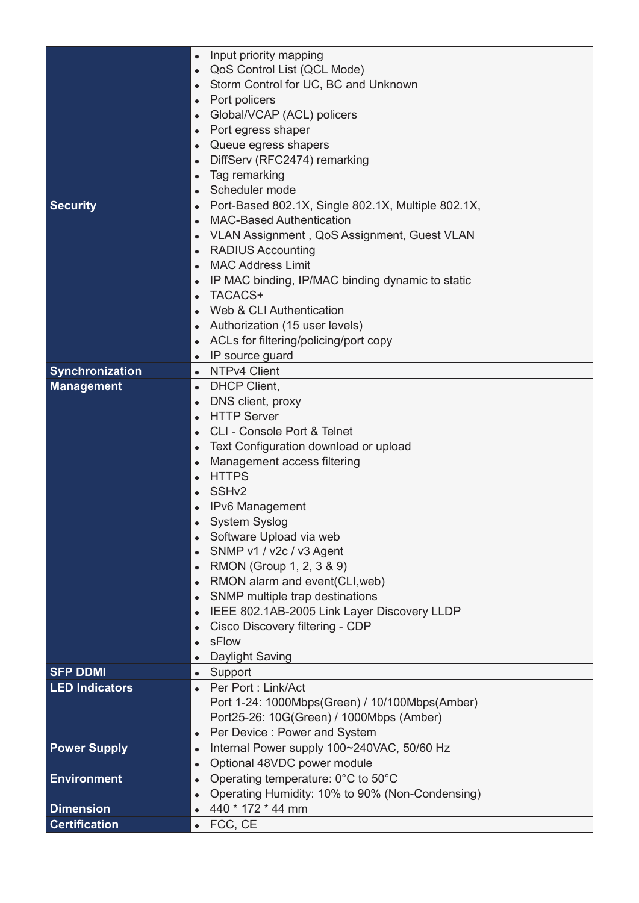| | |
|---|---|
| | • Input priority mapping<br>• QoS Control List (QCL Mode)<br>• Storm Control for UC, BC and Unknown<br>• Port policers<br>• Global/VCAP (ACL) policers<br>• Port egress shaper<br>• Queue egress shapers<br>• DiffServ (RFC2474) remarking<br>• Tag remarking<br>• Scheduler mode |
| **Security** | • Port-Based 802.1X, Single 802.1X, Multiple 802.1X,<br>• MAC-Based Authentication<br>• VLAN Assignment , QoS Assignment, Guest VLAN<br>• RADIUS Accounting<br>• MAC Address Limit<br>• IP MAC binding, IP/MAC binding dynamic to static<br>• TACACS+<br>• Web & CLI Authentication<br>• Authorization (15 user levels)<br>• ACLs for filtering/policing/port copy<br>• IP source guard |
| **Synchronization** | • NTPv4 Client |
| **Management** | • DHCP Client,<br>• DNS client, proxy<br>• HTTP Server<br>• CLI - Console Port & Telnet<br>• Text Configuration download or upload<br>• Management access filtering<br>• HTTPS<br>• SSHv2<br>• IPv6 Management<br>• System Syslog<br>• Software Upload via web<br>• SNMP v1 / v2c / v3 Agent<br>• RMON (Group 1, 2, 3 & 9)<br>• RMON alarm and event(CLI,web)<br>• SNMP multiple trap destinations<br>• IEEE 802.1AB-2005 Link Layer Discovery LLDP<br>• Cisco Discovery filtering - CDP<br>• sFlow<br>• Daylight Saving |
| **SFP DDMI** | • Support |
| **LED Indicators** | • Per Port : Link/Act<br>Port 1-24: 1000Mbps(Green) / 10/100Mbps(Amber)<br>Port25-26: 10G(Green) / 1000Mbps (Amber)<br>• Per Device : Power and System |
| **Power Supply** | • Internal Power supply 100~240VAC, 50/60 Hz<br>• Optional 48VDC power module |
| **Environment** | • Operating temperature: 0°C to 50°C<br>• Operating Humidity: 10% to 90% (Non-Condensing) |
| **Dimension** | • 440 * 172 * 44 mm |
| **Certification** | • FCC, CE |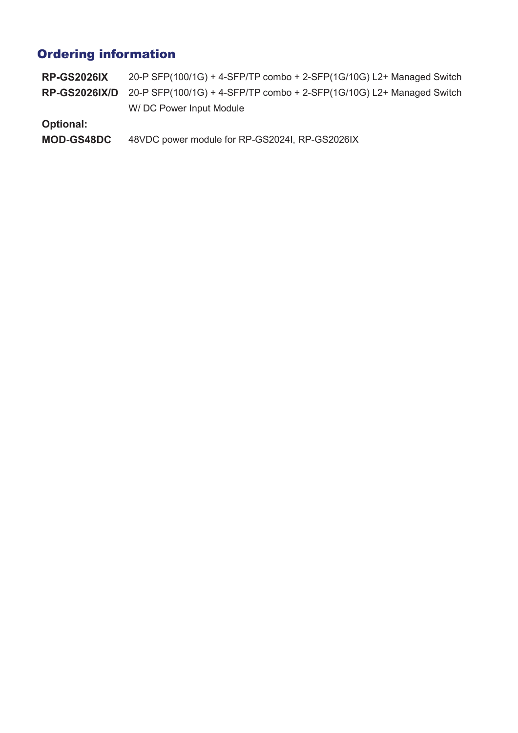## Ordering information

| | |
|---|---|
| **RP-GS2026IX** | 20-P SFP(100/1G) + 4-SFP/TP combo + 2-SFP(1G/10G) L2+ Managed Switch |
| **RP-GS2026IX/D** | 20-P SFP(100/1G) + 4-SFP/TP combo + 2-SFP(1G/10G) L2+ Managed Switch W/ DC Power Input Module |

**Optional:**

| | |
|---|---|
| **MOD-GS48DC** | 48VDC power module for RP-GS2024I, RP-GS2026IX |